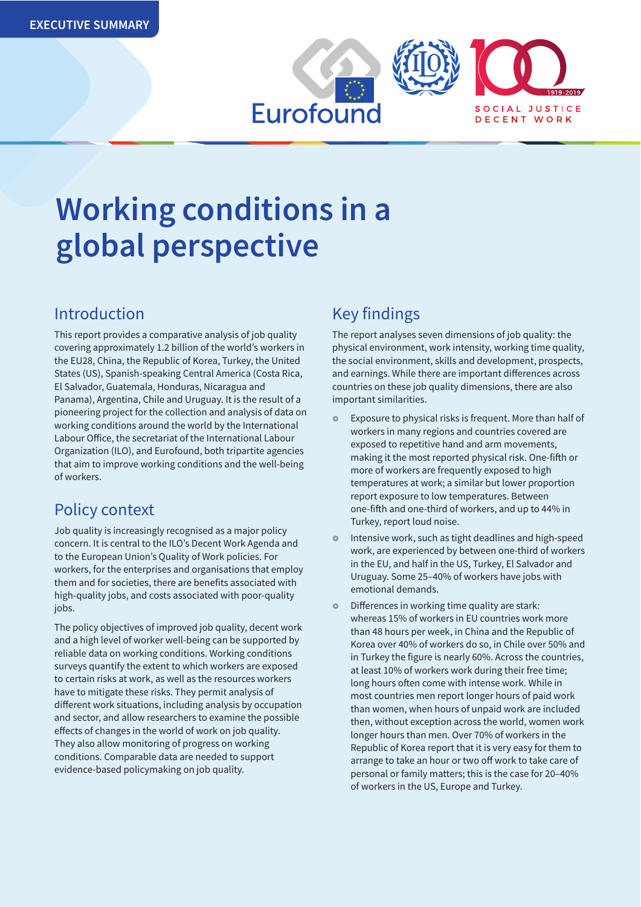EXECUTIVE SUMMARY

# Working conditions in a global perspective

## Introduction

This report provides a comparative analysis of job quality covering approximately 1.2 billion of the world's workers in the EU28, China, the Republic of Korea, Turkey, the United States (US), Spanish-speaking Central America (Costa Rica, El Salvador, Guatemala, Honduras, Nicaragua and Panama), Argentina, Chile and Uruguay. It is the result of a pioneering project for the collection and analysis of data on working conditions around the world by the International Labour Office, the secretariat of the International Labour Organization (ILO), and Eurofound, both tripartite agencies that aim to improve working conditions and the well-being of workers.

## Policy context

Job quality is increasingly recognised as a major policy concern. It is central to the ILO's Decent Work Agenda and to the European Union's Quality of Work policies. For workers, for the enterprises and organisations that employ them and for societies, there are benefits associated with high-quality jobs, and costs associated with poor-quality jobs.

The policy objectives of improved job quality, decent work and a high level of worker well-being can be supported by reliable data on working conditions. Working conditions surveys quantify the extent to which workers are exposed to certain risks at work, as well as the resources workers have to mitigate these risks. They permit analysis of different work situations, including analysis by occupation and sector, and allow researchers to examine the possible effects of changes in the world of work on job quality. They also allow monitoring of progress on working conditions. Comparable data are needed to support evidence-based policymaking on job quality.

## Key findings

The report analyses seven dimensions of job quality: the physical environment, work intensity, working time quality, the social environment, skills and development, prospects, and earnings. While there are important differences across countries on these job quality dimensions, there are also important similarities.

- Exposure to physical risks is frequent. More than half of workers in many regions and countries covered are exposed to repetitive hand and arm movements, making it the most reported physical risk. One-fifth or more of workers are frequently exposed to high temperatures at work; a similar but lower proportion report exposure to low temperatures. Between one-fifth and one-third of workers, and up to 44% in Turkey, report loud noise.
- Intensive work, such as tight deadlines and high-speed work, are experienced by between one-third of workers in the EU, and half in the US, Turkey, El Salvador and Uruguay. Some 25–40% of workers have jobs with emotional demands.
- Differences in working time quality are stark: whereas 15% of workers in EU countries work more than 48 hours per week, in China and the Republic of Korea over 40% of workers do so, in Chile over 50% and in Turkey the figure is nearly 60%. Across the countries, at least 10% of workers work during their free time; long hours often come with intense work. While in most countries men report longer hours of paid work than women, when hours of unpaid work are included then, without exception across the world, women work longer hours than men. Over 70% of workers in the Republic of Korea report that it is very easy for them to arrange to take an hour or two off work to take care of personal or family matters; this is the case for 20–40% of workers in the US, Europe and Turkey.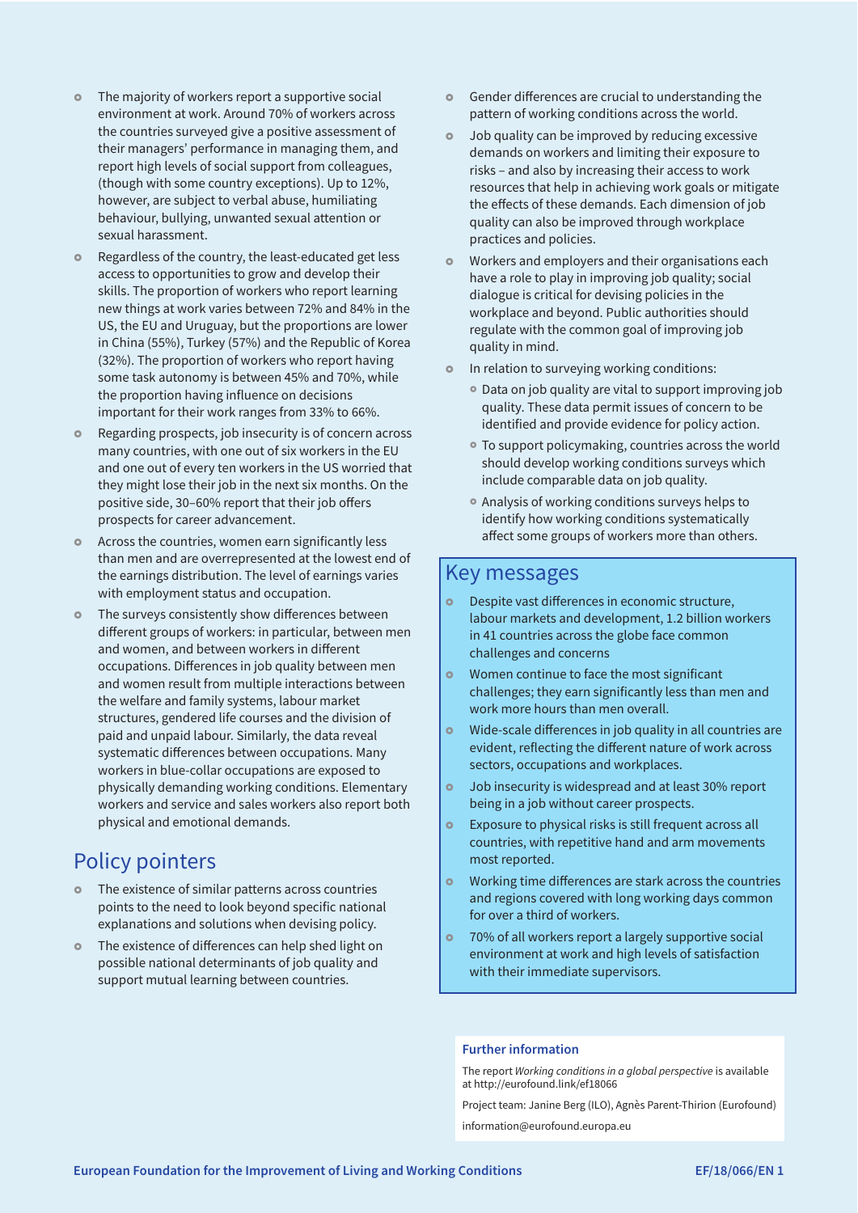- The majority of workers report a supportive social environment at work. Around 70% of workers across the countries surveyed give a positive assessment of their managers' performance in managing them, and report high levels of social support from colleagues, (though with some country exceptions). Up to 12%, however, are subject to verbal abuse, humiliating behaviour, bullying, unwanted sexual attention or sexual harassment.
- Regardless of the country, the least-educated get less access to opportunities to grow and develop their skills. The proportion of workers who report learning new things at work varies between 72% and 84% in the US, the EU and Uruguay, but the proportions are lower in China (55%), Turkey (57%) and the Republic of Korea (32%). The proportion of workers who report having some task autonomy is between 45% and 70%, while the proportion having influence on decisions important for their work ranges from 33% to 66%.
- Regarding prospects, job insecurity is of concern across many countries, with one out of six workers in the EU and one out of every ten workers in the US worried that they might lose their job in the next six months. On the positive side, 30–60% report that their job offers prospects for career advancement.
- Across the countries, women earn significantly less than men and are overrepresented at the lowest end of the earnings distribution. The level of earnings varies with employment status and occupation.
- The surveys consistently show differences between different groups of workers: in particular, between men and women, and between workers in different occupations. Differences in job quality between men and women result from multiple interactions between the welfare and family systems, labour market structures, gendered life courses and the division of paid and unpaid labour. Similarly, the data reveal systematic differences between occupations. Many workers in blue-collar occupations are exposed to physically demanding working conditions. Elementary workers and service and sales workers also report both physical and emotional demands.

## Policy pointers

- The existence of similar patterns across countries points to the need to look beyond specific national explanations and solutions when devising policy.
- The existence of differences can help shed light on possible national determinants of job quality and support mutual learning between countries.
- Gender differences are crucial to understanding the pattern of working conditions across the world.
- Job quality can be improved by reducing excessive demands on workers and limiting their exposure to risks – and also by increasing their access to work resources that help in achieving work goals or mitigate the effects of these demands. Each dimension of job quality can also be improved through workplace practices and policies.
- Workers and employers and their organisations each have a role to play in improving job quality; social dialogue is critical for devising policies in the workplace and beyond. Public authorities should regulate with the common goal of improving job quality in mind.
- In relation to surveying working conditions:
  - Data on job quality are vital to support improving job quality. These data permit issues of concern to be identified and provide evidence for policy action.
  - To support policymaking, countries across the world should develop working conditions surveys which include comparable data on job quality.
  - Analysis of working conditions surveys helps to identify how working conditions systematically affect some groups of workers more than others.

## Key messages

- Despite vast differences in economic structure, labour markets and development, 1.2 billion workers in 41 countries across the globe face common challenges and concerns
- Women continue to face the most significant challenges; they earn significantly less than men and work more hours than men overall.
- Wide-scale differences in job quality in all countries are evident, reflecting the different nature of work across sectors, occupations and workplaces.
- Job insecurity is widespread and at least 30% report being in a job without career prospects.
- Exposure to physical risks is still frequent across all countries, with repetitive hand and arm movements most reported.
- Working time differences are stark across the countries and regions covered with long working days common for over a third of workers.
- 70% of all workers report a largely supportive social environment at work and high levels of satisfaction with their immediate supervisors.

**Further information**

The report *Working conditions in a global perspective* is available at http://eurofound.link/ef18066

Project team: Janine Berg (ILO), Agnès Parent-Thirion (Eurofound)

information@eurofound.europa.eu

European Foundation for the Improvement of Living and Working Conditions

EF/18/066/EN 1